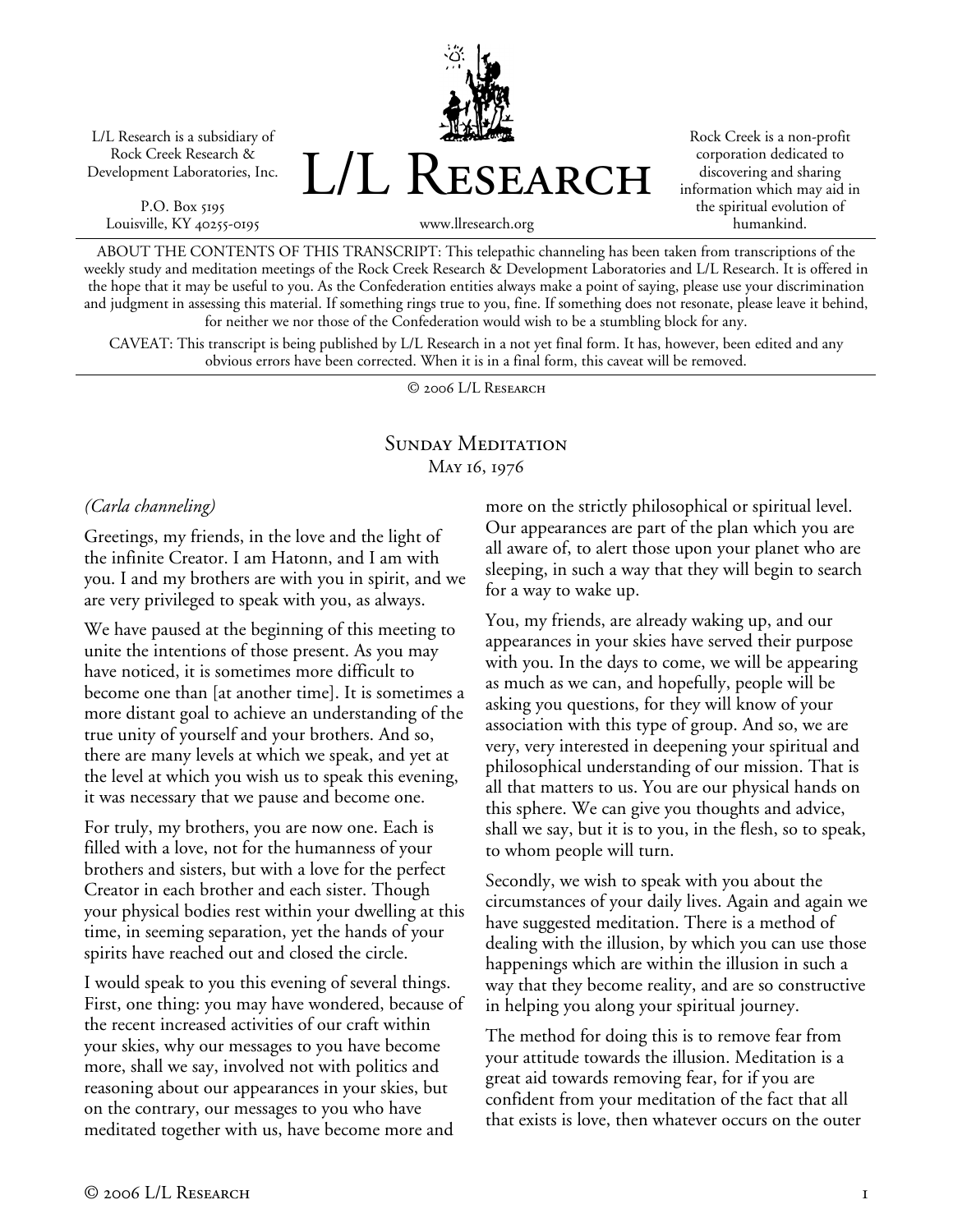L/L Research is a subsidiary of Rock Creek Research & Development Laboratories, Inc.

P.O. Box 5195
Louisville, KY 40255-0195

# L/L Research

www.llresearch.org

Rock Creek is a non-profit corporation dedicated to discovering and sharing information which may aid in the spiritual evolution of humankind.

ABOUT THE CONTENTS OF THIS TRANSCRIPT: This telepathic channeling has been taken from transcriptions of the weekly study and meditation meetings of the Rock Creek Research & Development Laboratories and L/L Research. It is offered in the hope that it may be useful to you. As the Confederation entities always make a point of saying, please use your discrimination and judgment in assessing this material. If something rings true to you, fine. If something does not resonate, please leave it behind, for neither we nor those of the Confederation would wish to be a stumbling block for any.

CAVEAT: This transcript is being published by L/L Research in a not yet final form. It has, however, been edited and any obvious errors have been corrected. When it is in a final form, this caveat will be removed.

© 2006 L/L Research

## Sunday Meditation
May 16, 1976

*(Carla channeling)*

Greetings, my friends, in the love and the light of the infinite Creator. I am Hatonn, and I am with you. I and my brothers are with you in spirit, and we are very privileged to speak with you, as always.

We have paused at the beginning of this meeting to unite the intentions of those present. As you may have noticed, it is sometimes more difficult to become one than [at another time]. It is sometimes a more distant goal to achieve an understanding of the true unity of yourself and your brothers. And so, there are many levels at which we speak, and yet at the level at which you wish us to speak this evening, it was necessary that we pause and become one.

For truly, my brothers, you are now one. Each is filled with a love, not for the humanness of your brothers and sisters, but with a love for the perfect Creator in each brother and each sister. Though your physical bodies rest within your dwelling at this time, in seeming separation, yet the hands of your spirits have reached out and closed the circle.

I would speak to you this evening of several things. First, one thing: you may have wondered, because of the recent increased activities of our craft within your skies, why our messages to you have become more, shall we say, involved not with politics and reasoning about our appearances in your skies, but on the contrary, our messages to you who have meditated together with us, have become more and more on the strictly philosophical or spiritual level. Our appearances are part of the plan which you are all aware of, to alert those upon your planet who are sleeping, in such a way that they will begin to search for a way to wake up.

You, my friends, are already waking up, and our appearances in your skies have served their purpose with you. In the days to come, we will be appearing as much as we can, and hopefully, people will be asking you questions, for they will know of your association with this type of group. And so, we are very, very interested in deepening your spiritual and philosophical understanding of our mission. That is all that matters to us. You are our physical hands on this sphere. We can give you thoughts and advice, shall we say, but it is to you, in the flesh, so to speak, to whom people will turn.

Secondly, we wish to speak with you about the circumstances of your daily lives. Again and again we have suggested meditation. There is a method of dealing with the illusion, by which you can use those happenings which are within the illusion in such a way that they become reality, and are so constructive in helping you along your spiritual journey.

The method for doing this is to remove fear from your attitude towards the illusion. Meditation is a great aid towards removing fear, for if you are confident from your meditation of the fact that all that exists is love, then whatever occurs on the outer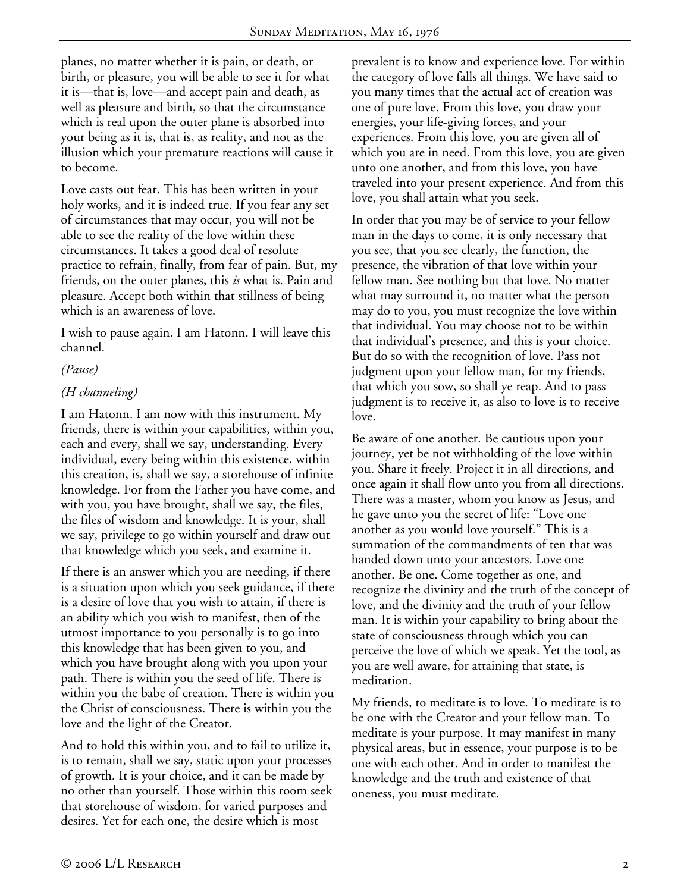planes, no matter whether it is pain, or death, or birth, or pleasure, you will be able to see it for what it is—that is, love—and accept pain and death, as well as pleasure and birth, so that the circumstance which is real upon the outer plane is absorbed into your being as it is, that is, as reality, and not as the illusion which your premature reactions will cause it to become.

Love casts out fear. This has been written in your holy works, and it is indeed true. If you fear any set of circumstances that may occur, you will not be able to see the reality of the love within these circumstances. It takes a good deal of resolute practice to refrain, finally, from fear of pain. But, my friends, on the outer planes, this *is* what is. Pain and pleasure. Accept both within that stillness of being which is an awareness of love.

I wish to pause again. I am Hatonn. I will leave this channel.

*(Pause)*

*(H channeling)*

I am Hatonn. I am now with this instrument. My friends, there is within your capabilities, within you, each and every, shall we say, understanding. Every individual, every being within this existence, within this creation, is, shall we say, a storehouse of infinite knowledge. For from the Father you have come, and with you, you have brought, shall we say, the files, the files of wisdom and knowledge. It is your, shall we say, privilege to go within yourself and draw out that knowledge which you seek, and examine it.

If there is an answer which you are needing, if there is a situation upon which you seek guidance, if there is a desire of love that you wish to attain, if there is an ability which you wish to manifest, then of the utmost importance to you personally is to go into this knowledge that has been given to you, and which you have brought along with you upon your path. There is within you the seed of life. There is within you the babe of creation. There is within you the Christ of consciousness. There is within you the love and the light of the Creator.

And to hold this within you, and to fail to utilize it, is to remain, shall we say, static upon your processes of growth. It is your choice, and it can be made by no other than yourself. Those within this room seek that storehouse of wisdom, for varied purposes and desires. Yet for each one, the desire which is most prevalent is to know and experience love. For within the category of love falls all things. We have said to you many times that the actual act of creation was one of pure love. From this love, you draw your energies, your life-giving forces, and your experiences. From this love, you are given all of which you are in need. From this love, you are given unto one another, and from this love, you have traveled into your present experience. And from this love, you shall attain what you seek.

In order that you may be of service to your fellow man in the days to come, it is only necessary that you see, that you see clearly, the function, the presence, the vibration of that love within your fellow man. See nothing but that love. No matter what may surround it, no matter what the person may do to you, you must recognize the love within that individual. You may choose not to be within that individual's presence, and this is your choice. But do so with the recognition of love. Pass not judgment upon your fellow man, for my friends, that which you sow, so shall ye reap. And to pass judgment is to receive it, as also to love is to receive love.

Be aware of one another. Be cautious upon your journey, yet be not withholding of the love within you. Share it freely. Project it in all directions, and once again it shall flow unto you from all directions. There was a master, whom you know as Jesus, and he gave unto you the secret of life: "Love one another as you would love yourself." This is a summation of the commandments of ten that was handed down unto your ancestors. Love one another. Be one. Come together as one, and recognize the divinity and the truth of the concept of love, and the divinity and the truth of your fellow man. It is within your capability to bring about the state of consciousness through which you can perceive the love of which we speak. Yet the tool, as you are well aware, for attaining that state, is meditation.

My friends, to meditate is to love. To meditate is to be one with the Creator and your fellow man. To meditate is your purpose. It may manifest in many physical areas, but in essence, your purpose is to be one with each other. And in order to manifest the knowledge and the truth and existence of that oneness, you must meditate.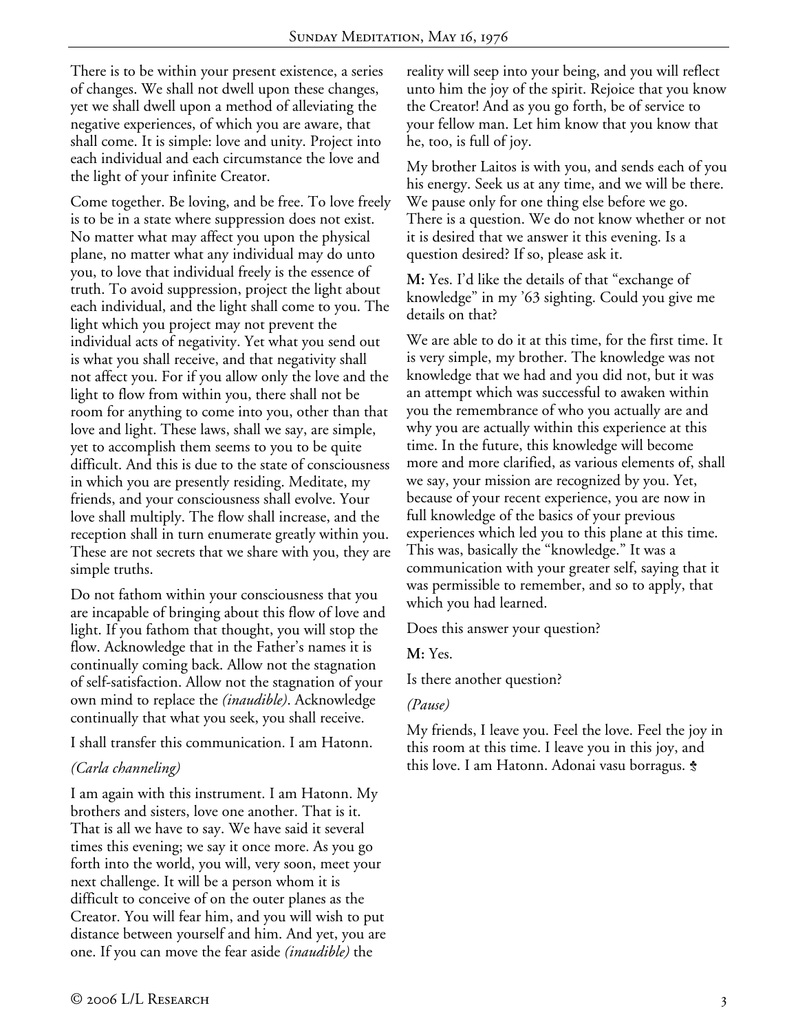There is to be within your present existence, a series of changes. We shall not dwell upon these changes, yet we shall dwell upon a method of alleviating the negative experiences, of which you are aware, that shall come. It is simple: love and unity. Project into each individual and each circumstance the love and the light of your infinite Creator.

Come together. Be loving, and be free. To love freely is to be in a state where suppression does not exist. No matter what may affect you upon the physical plane, no matter what any individual may do unto you, to love that individual freely is the essence of truth. To avoid suppression, project the light about each individual, and the light shall come to you. The light which you project may not prevent the individual acts of negativity. Yet what you send out is what you shall receive, and that negativity shall not affect you. For if you allow only the love and the light to flow from within you, there shall not be room for anything to come into you, other than that love and light. These laws, shall we say, are simple, yet to accomplish them seems to you to be quite difficult. And this is due to the state of consciousness in which you are presently residing. Meditate, my friends, and your consciousness shall evolve. Your love shall multiply. The flow shall increase, and the reception shall in turn enumerate greatly within you. These are not secrets that we share with you, they are simple truths.

Do not fathom within your consciousness that you are incapable of bringing about this flow of love and light. If you fathom that thought, you will stop the flow. Acknowledge that in the Father's names it is continually coming back. Allow not the stagnation of self-satisfaction. Allow not the stagnation of your own mind to replace the *(inaudible)*. Acknowledge continually that what you seek, you shall receive.

I shall transfer this communication. I am Hatonn.

*(Carla channeling)*

I am again with this instrument. I am Hatonn. My brothers and sisters, love one another. That is it. That is all we have to say. We have said it several times this evening; we say it once more. As you go forth into the world, you will, very soon, meet your next challenge. It will be a person whom it is difficult to conceive of on the outer planes as the Creator. You will fear him, and you will wish to put distance between yourself and him. And yet, you are one. If you can move the fear aside *(inaudible)* the reality will seep into your being, and you will reflect unto him the joy of the spirit. Rejoice that you know the Creator! And as you go forth, be of service to your fellow man. Let him know that you know that he, too, is full of joy.

My brother Laitos is with you, and sends each of you his energy. Seek us at any time, and we will be there. We pause only for one thing else before we go. There is a question. We do not know whether or not it is desired that we answer it this evening. Is a question desired? If so, please ask it.

**M:** Yes. I'd like the details of that "exchange of knowledge" in my '63 sighting. Could you give me details on that?

We are able to do it at this time, for the first time. It is very simple, my brother. The knowledge was not knowledge that we had and you did not, but it was an attempt which was successful to awaken within you the remembrance of who you actually are and why you are actually within this experience at this time. In the future, this knowledge will become more and more clarified, as various elements of, shall we say, your mission are recognized by you. Yet, because of your recent experience, you are now in full knowledge of the basics of your previous experiences which led you to this plane at this time. This was, basically the "knowledge." It was a communication with your greater self, saying that it was permissible to remember, and so to apply, that which you had learned.

Does this answer your question?

**M:** Yes.

Is there another question?

*(Pause)*

My friends, I leave you. Feel the love. Feel the joy in this room at this time. I leave you in this joy, and this love. I am Hatonn. Adonai vasu borragus.